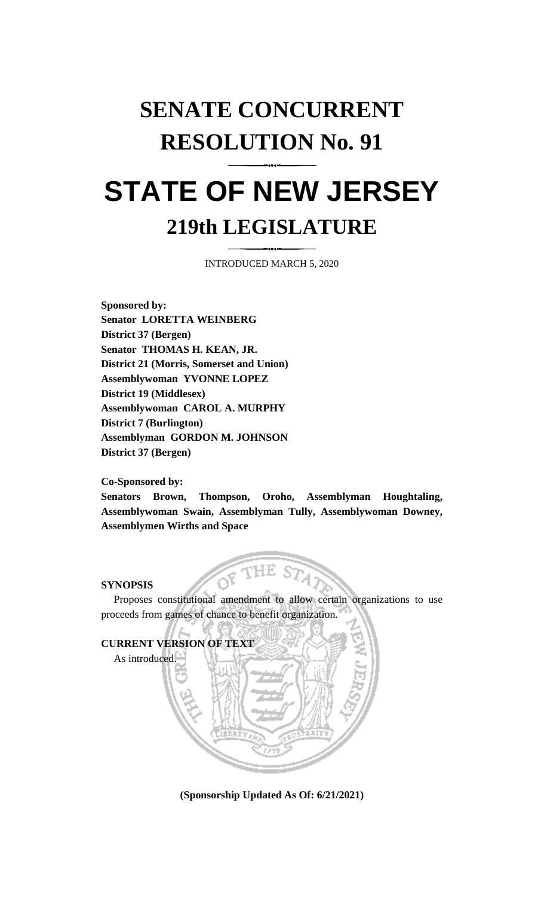# SENATE CONCURRENT RESOLUTION No. 91

# STATE OF NEW JERSEY

## 219th LEGISLATURE

INTRODUCED MARCH 5, 2020

**Sponsored by:**
**Senator LORETTA WEINBERG**
**District 37 (Bergen)**
**Senator THOMAS H. KEAN, JR.**
**District 21 (Morris, Somerset and Union)**
**Assemblywoman YVONNE LOPEZ**
**District 19 (Middlesex)**
**Assemblywoman CAROL A. MURPHY**
**District 7 (Burlington)**
**Assemblyman GORDON M. JOHNSON**
**District 37 (Bergen)**

**Co-Sponsored by:**
**Senators Brown, Thompson, Oroho, Assemblyman Houghtaling, Assemblywoman Swain, Assemblyman Tully, Assemblywoman Downey, Assemblymen Wirths and Space**

**SYNOPSIS**

Proposes constitutional amendment to allow certain organizations to use proceeds from games of chance to benefit organization.

**CURRENT VERSION OF TEXT**

As introduced.

**(Sponsorship Updated As Of: 6/21/2021)**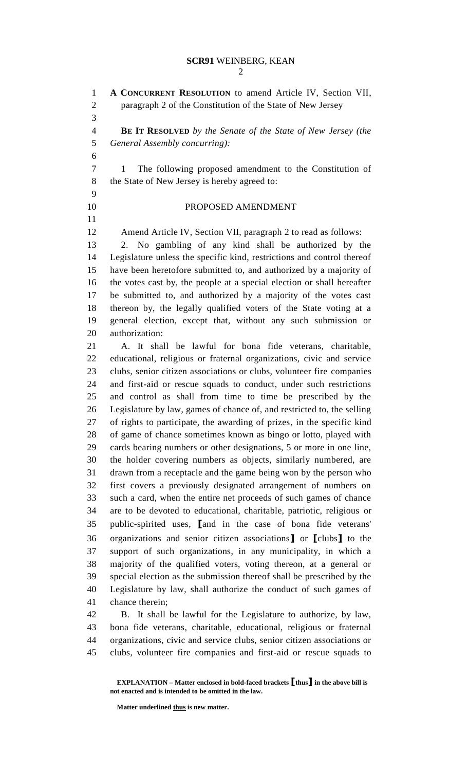**A CONCURRENT RESOLUTION** to amend Article IV, Section VII, paragraph 2 of the Constitution of the State of New Jersey

**BE IT RESOLVED** *by the Senate of the State of New Jersey (the General Assembly concurring):*

1 The following proposed amendment to the Constitution of the State of New Jersey is hereby agreed to:

PROPOSED AMENDMENT

Amend Article IV, Section VII, paragraph 2 to read as follows:

2. No gambling of any kind shall be authorized by the Legislature unless the specific kind, restrictions and control thereof have been heretofore submitted to, and authorized by a majority of the votes cast by, the people at a special election or shall hereafter be submitted to, and authorized by a majority of the votes cast thereon by, the legally qualified voters of the State voting at a general election, except that, without any such submission or authorization:

A. It shall be lawful for bona fide veterans, charitable, educational, religious or fraternal organizations, civic and service clubs, senior citizen associations or clubs, volunteer fire companies and first-aid or rescue squads to conduct, under such restrictions and control as shall from time to time be prescribed by the Legislature by law, games of chance of, and restricted to, the selling of rights to participate, the awarding of prizes, in the specific kind of game of chance sometimes known as bingo or lotto, played with cards bearing numbers or other designations, 5 or more in one line, the holder covering numbers as objects, similarly numbered, are drawn from a receptacle and the game being won by the person who first covers a previously designated arrangement of numbers on such a card, when the entire net proceeds of such games of chance are to be devoted to educational, charitable, patriotic, religious or public-spirited uses, **[**and in the case of bona fide veterans' organizations and senior citizen associations**]** or **[**clubs**]** to the support of such organizations, in any municipality, in which a majority of the qualified voters, voting thereon, at a general or special election as the submission thereof shall be prescribed by the Legislature by law, shall authorize the conduct of such games of chance therein;

B. It shall be lawful for the Legislature to authorize, by law, bona fide veterans, charitable, educational, religious or fraternal organizations, civic and service clubs, senior citizen associations or clubs, volunteer fire companies and first-aid or rescue squads to

**EXPLANATION – Matter enclosed in bold-faced brackets [thus] in the above bill is not enacted and is intended to be omitted in the law.**

**Matter underlined thus is new matter.**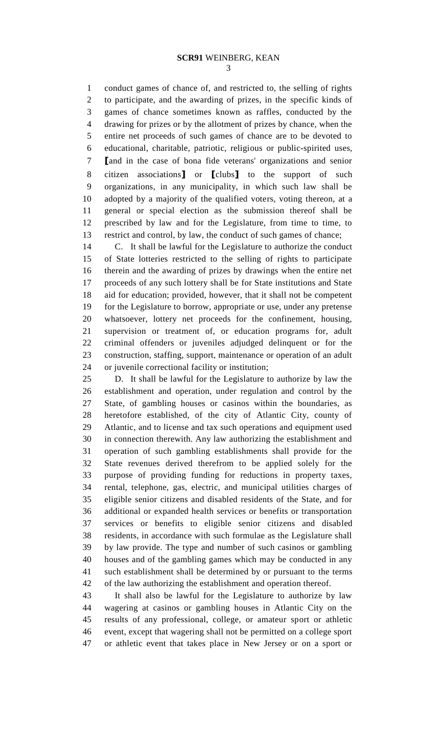conduct games of chance of, and restricted to, the selling of rights to participate, and the awarding of prizes, in the specific kinds of games of chance sometimes known as raffles, conducted by the drawing for prizes or by the allotment of prizes by chance, when the entire net proceeds of such games of chance are to be devoted to educational, charitable, patriotic, religious or public-spirited uses, ⟦and in the case of bona fide veterans' organizations and senior citizen associations⟧ or ⟦clubs⟧ to the support of such organizations, in any municipality, in which such law shall be adopted by a majority of the qualified voters, voting thereon, at a general or special election as the submission thereof shall be prescribed by law and for the Legislature, from time to time, to restrict and control, by law, the conduct of such games of chance;

C. It shall be lawful for the Legislature to authorize the conduct of State lotteries restricted to the selling of rights to participate therein and the awarding of prizes by drawings when the entire net proceeds of any such lottery shall be for State institutions and State aid for education; provided, however, that it shall not be competent for the Legislature to borrow, appropriate or use, under any pretense whatsoever, lottery net proceeds for the confinement, housing, supervision or treatment of, or education programs for, adult criminal offenders or juveniles adjudged delinquent or for the construction, staffing, support, maintenance or operation of an adult or juvenile correctional facility or institution;

D. It shall be lawful for the Legislature to authorize by law the establishment and operation, under regulation and control by the State, of gambling houses or casinos within the boundaries, as heretofore established, of the city of Atlantic City, county of Atlantic, and to license and tax such operations and equipment used in connection therewith. Any law authorizing the establishment and operation of such gambling establishments shall provide for the State revenues derived therefrom to be applied solely for the purpose of providing funding for reductions in property taxes, rental, telephone, gas, electric, and municipal utilities charges of eligible senior citizens and disabled residents of the State, and for additional or expanded health services or benefits or transportation services or benefits to eligible senior citizens and disabled residents, in accordance with such formulae as the Legislature shall by law provide. The type and number of such casinos or gambling houses and of the gambling games which may be conducted in any such establishment shall be determined by or pursuant to the terms of the law authorizing the establishment and operation thereof.

It shall also be lawful for the Legislature to authorize by law wagering at casinos or gambling houses in Atlantic City on the results of any professional, college, or amateur sport or athletic event, except that wagering shall not be permitted on a college sport or athletic event that takes place in New Jersey or on a sport or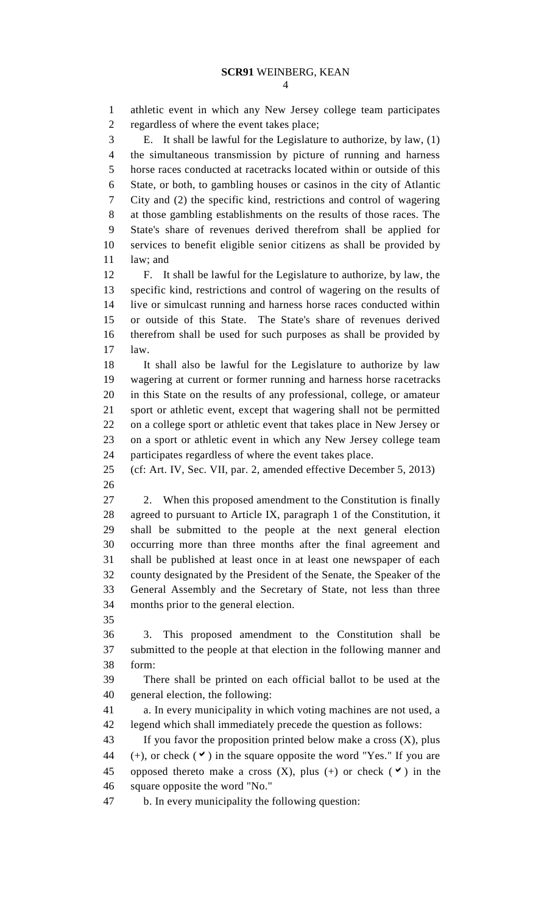athletic event in which any New Jersey college team participates regardless of where the event takes place;

E. It shall be lawful for the Legislature to authorize, by law, (1) the simultaneous transmission by picture of running and harness horse races conducted at racetracks located within or outside of this State, or both, to gambling houses or casinos in the city of Atlantic City and (2) the specific kind, restrictions and control of wagering at those gambling establishments on the results of those races. The State's share of revenues derived therefrom shall be applied for services to benefit eligible senior citizens as shall be provided by law; and

F. It shall be lawful for the Legislature to authorize, by law, the specific kind, restrictions and control of wagering on the results of live or simulcast running and harness horse races conducted within or outside of this State. The State's share of revenues derived therefrom shall be used for such purposes as shall be provided by law.

It shall also be lawful for the Legislature to authorize by law wagering at current or former running and harness horse racetracks in this State on the results of any professional, college, or amateur sport or athletic event, except that wagering shall not be permitted on a college sport or athletic event that takes place in New Jersey or on a sport or athletic event in which any New Jersey college team participates regardless of where the event takes place.

(cf: Art. IV, Sec. VII, par. 2, amended effective December 5, 2013)

2. When this proposed amendment to the Constitution is finally agreed to pursuant to Article IX, paragraph 1 of the Constitution, it shall be submitted to the people at the next general election occurring more than three months after the final agreement and shall be published at least once in at least one newspaper of each county designated by the President of the Senate, the Speaker of the General Assembly and the Secretary of State, not less than three months prior to the general election.

3. This proposed amendment to the Constitution shall be submitted to the people at that election in the following manner and form:

There shall be printed on each official ballot to be used at the general election, the following:

a. In every municipality in which voting machines are not used, a legend which shall immediately precede the question as follows:

If you favor the proposition printed below make a cross (X), plus (+), or check (✔) in the square opposite the word "Yes." If you are opposed thereto make a cross (X), plus (+) or check (✔) in the square opposite the word "No."

b. In every municipality the following question: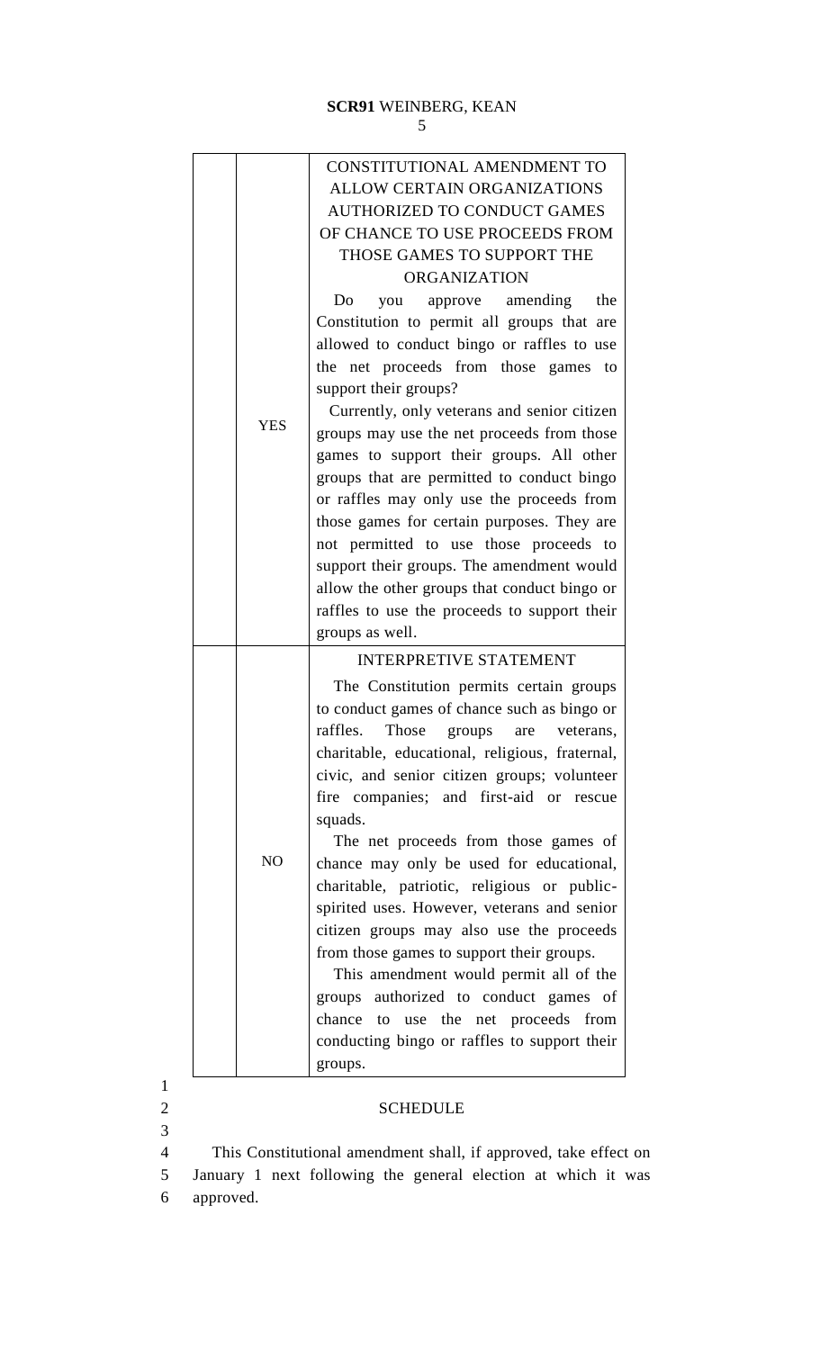| | | |
|---|---|---|
| | YES | CONSTITUTIONAL AMENDMENT TO ALLOW CERTAIN ORGANIZATIONS AUTHORIZED TO CONDUCT GAMES OF CHANCE TO USE PROCEEDS FROM THOSE GAMES TO SUPPORT THE ORGANIZATION<br><br>Do you approve amending the Constitution to permit all groups that are allowed to conduct bingo or raffles to use the net proceeds from those games to support their groups?<br><br>Currently, only veterans and senior citizen groups may use the net proceeds from those games to support their groups. All other groups that are permitted to conduct bingo or raffles may only use the proceeds from those games for certain purposes. They are not permitted to use those proceeds to support their groups. The amendment would allow the other groups that conduct bingo or raffles to use the proceeds to support their groups as well. |
| | NO | INTERPRETIVE STATEMENT<br><br>The Constitution permits certain groups to conduct games of chance such as bingo or raffles. Those groups are veterans, charitable, educational, religious, fraternal, civic, and senior citizen groups; volunteer fire companies; and first-aid or rescue squads.<br><br>The net proceeds from those games of chance may only be used for educational, charitable, patriotic, religious or public-spirited uses. However, veterans and senior citizen groups may also use the proceeds from those games to support their groups.<br><br>This amendment would permit all of the groups authorized to conduct games of chance to use the net proceeds from conducting bingo or raffles to support their groups. |

SCHEDULE

This Constitutional amendment shall, if approved, take effect on January 1 next following the general election at which it was approved.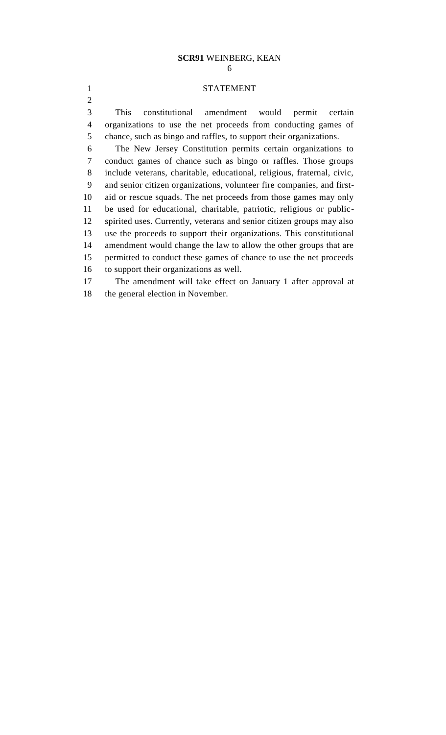## STATEMENT

This constitutional amendment would permit certain organizations to use the net proceeds from conducting games of chance, such as bingo and raffles, to support their organizations.

The New Jersey Constitution permits certain organizations to conduct games of chance such as bingo or raffles. Those groups include veterans, charitable, educational, religious, fraternal, civic, and senior citizen organizations, volunteer fire companies, and first-aid or rescue squads. The net proceeds from those games may only be used for educational, charitable, patriotic, religious or public-spirited uses. Currently, veterans and senior citizen groups may also use the proceeds to support their organizations. This constitutional amendment would change the law to allow the other groups that are permitted to conduct these games of chance to use the net proceeds to support their organizations as well.

The amendment will take effect on January 1 after approval at the general election in November.